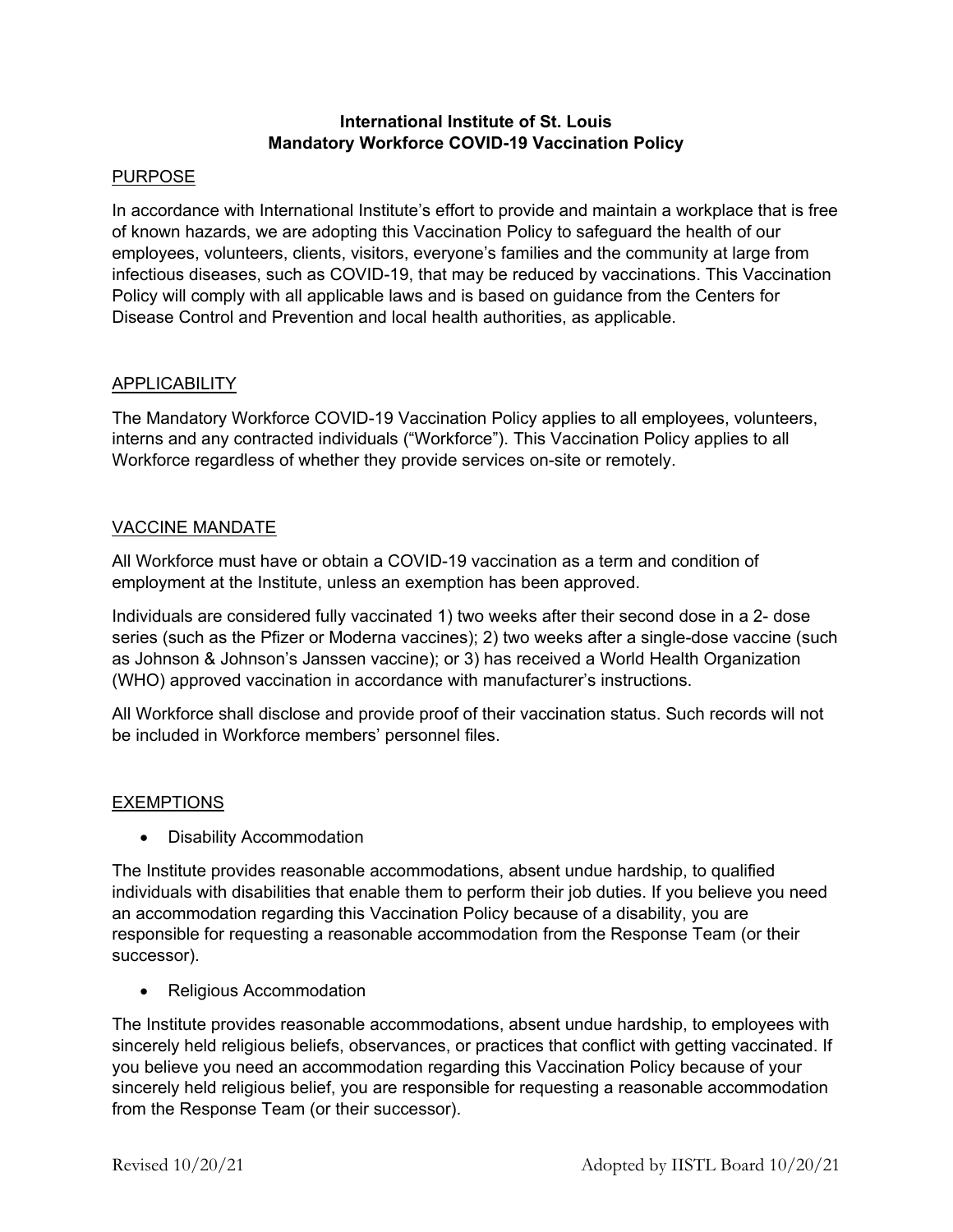# International Institute of St. Louis
# Mandatory Workforce COVID-19 Vaccination Policy

## PURPOSE

In accordance with International Institute's effort to provide and maintain a workplace that is free of known hazards, we are adopting this Vaccination Policy to safeguard the health of our employees, volunteers, clients, visitors, everyone's families and the community at large from infectious diseases, such as COVID-19, that may be reduced by vaccinations. This Vaccination Policy will comply with all applicable laws and is based on guidance from the Centers for Disease Control and Prevention and local health authorities, as applicable.

## APPLICABILITY

The Mandatory Workforce COVID-19 Vaccination Policy applies to all employees, volunteers, interns and any contracted individuals ("Workforce"). This Vaccination Policy applies to all Workforce regardless of whether they provide services on-site or remotely.

## VACCINE MANDATE

All Workforce must have or obtain a COVID-19 vaccination as a term and condition of employment at the Institute, unless an exemption has been approved.

Individuals are considered fully vaccinated 1) two weeks after their second dose in a 2- dose series (such as the Pfizer or Moderna vaccines); 2) two weeks after a single-dose vaccine (such as Johnson & Johnson's Janssen vaccine); or 3) has received a World Health Organization (WHO) approved vaccination in accordance with manufacturer's instructions.

All Workforce shall disclose and provide proof of their vaccination status. Such records will not be included in Workforce members' personnel files.

## EXEMPTIONS

- Disability Accommodation

The Institute provides reasonable accommodations, absent undue hardship, to qualified individuals with disabilities that enable them to perform their job duties. If you believe you need an accommodation regarding this Vaccination Policy because of a disability, you are responsible for requesting a reasonable accommodation from the Response Team (or their successor).

- Religious Accommodation

The Institute provides reasonable accommodations, absent undue hardship, to employees with sincerely held religious beliefs, observances, or practices that conflict with getting vaccinated. If you believe you need an accommodation regarding this Vaccination Policy because of your sincerely held religious belief, you are responsible for requesting a reasonable accommodation from the Response Team (or their successor).

Revised 10/20/21 Adopted by IISTL Board 10/20/21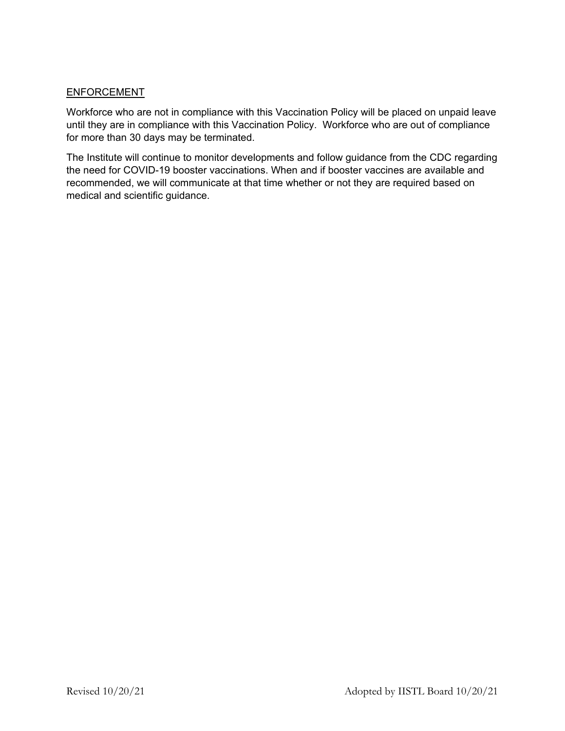## ENFORCEMENT

Workforce who are not in compliance with this Vaccination Policy will be placed on unpaid leave until they are in compliance with this Vaccination Policy. Workforce who are out of compliance for more than 30 days may be terminated.

The Institute will continue to monitor developments and follow guidance from the CDC regarding the need for COVID-19 booster vaccinations. When and if booster vaccines are available and recommended, we will communicate at that time whether or not they are required based on medical and scientific guidance.